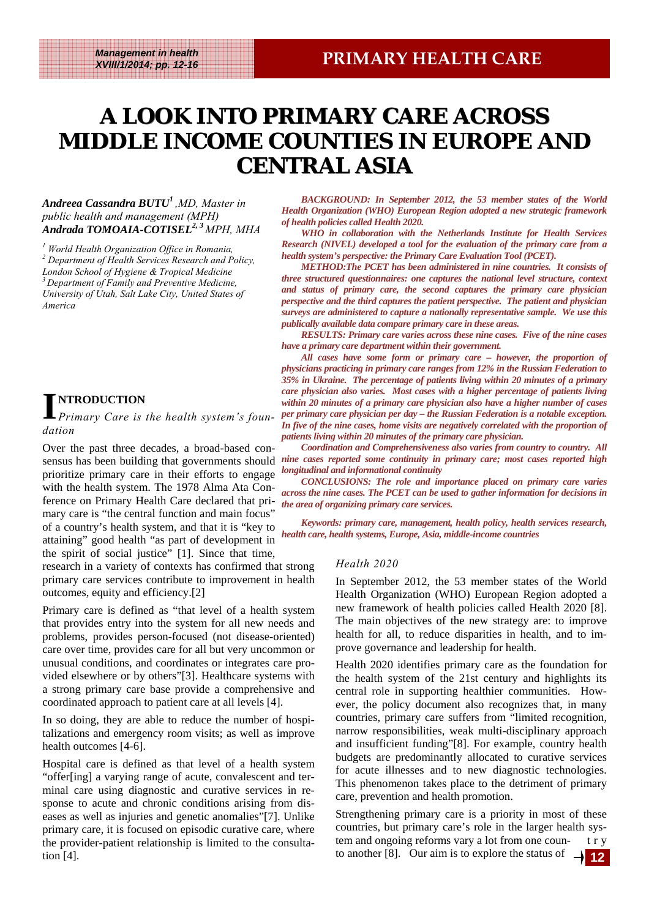# A LOOK INTO PRIMARY CARE ACROSS MIDDLE INCOME COUNTIES IN EUROPE AND CENTRAL ASIA

***Andreea Cassandra BUTU**[1], MD, Master in public health and management (MPH)*
***Andrada TOMOAIA-COTISEL**[2, 3] MPH, MHA*

*[1] World Health Organization Office in Romania,*
*[2] Department of Health Services Research and Policy, London School of Hygiene & Tropical Medicine*
*[3] Department of Family and Preventive Medicine, University of Utah, Salt Lake City, United States of America*

***BACKGROUND: In September 2012, the 53 member states of the World Health Organization (WHO) European Region adopted a new strategic framework of health policies called Health 2020.***

***WHO in collaboration with the Netherlands Institute for Health Services Research (NIVEL) developed a tool for the evaluation of the primary care from a health system's perspective: the Primary Care Evaluation Tool (PCET).***

***METHOD:The PCET has been administered in nine countries. It consists of three structured questionnaires: one captures the national level structure, context and status of primary care, the second captures the primary care physician perspective and the third captures the patient perspective. The patient and physician surveys are administered to capture a nationally representative sample. We use this publically available data compare primary care in these areas.***

***RESULTS: Primary care varies across these nine cases. Five of the nine cases have a primary care department within their government.***

***All cases have some form or primary care – however, the proportion of physicians practicing in primary care ranges from 12% in the Russian Federation to 35% in Ukraine. The percentage of patients living within 20 minutes of a primary care physician also varies. Most cases with a higher percentage of patients living within 20 minutes of a primary care physician also have a higher number of cases per primary care physician per day – the Russian Federation is a notable exception. In five of the nine cases, home visits are negatively correlated with the proportion of patients living within 20 minutes of the primary care physician.***

***Coordination and Comprehensiveness also varies from country to country. All nine cases reported some continuity in primary care; most cases reported high longitudinal and informational continuity***

***CONCLUSIONS: The role and importance placed on primary care varies across the nine cases. The PCET can be used to gather information for decisions in the area of organizing primary care services.***

***Keywords: primary care, management, health policy, health services research, health care, health systems, Europe, Asia, middle-income countries***

## INTRODUCTION

*Primary Care is the health system's foundation*

Over the past three decades, a broad-based consensus has been building that governments should prioritize primary care in their efforts to engage with the health system. The 1978 Alma Ata Conference on Primary Health Care declared that primary care is "the central function and main focus" of a country's health system, and that it is "key to attaining" good health "as part of development in the spirit of social justice" [1]. Since that time, research in a variety of contexts has confirmed that strong primary care services contribute to improvement in health outcomes, equity and efficiency.[2]

Primary care is defined as "that level of a health system that provides entry into the system for all new needs and problems, provides person-focused (not disease-oriented) care over time, provides care for all but very uncommon or unusual conditions, and coordinates or integrates care provided elsewhere or by others"[3]. Healthcare systems with a strong primary care base provide a comprehensive and coordinated approach to patient care at all levels [4].

In so doing, they are able to reduce the number of hospitalizations and emergency room visits; as well as improve health outcomes [4-6].

Hospital care is defined as that level of a health system "offer[ing] a varying range of acute, convalescent and terminal care using diagnostic and curative services in response to acute and chronic conditions arising from diseases as well as injuries and genetic anomalies"[7]. Unlike primary care, it is focused on episodic curative care, where the provider-patient relationship is limited to the consultation [4].

*Health 2020*

In September 2012, the 53 member states of the World Health Organization (WHO) European Region adopted a new framework of health policies called Health 2020 [8]. The main objectives of the new strategy are: to improve health for all, to reduce disparities in health, and to improve governance and leadership for health.

Health 2020 identifies primary care as the foundation for the health system of the 21st century and highlights its central role in supporting healthier communities. However, the policy document also recognizes that, in many countries, primary care suffers from "limited recognition, narrow responsibilities, weak multi-disciplinary approach and insufficient funding"[8]. For example, country health budgets are predominantly allocated to curative services for acute illnesses and to new diagnostic technologies. This phenomenon takes place to the detriment of primary care, prevention and health promotion.

Strengthening primary care is a priority in most of these countries, but primary care's role in the larger health system and ongoing reforms vary a lot from one country to another [8]. Our aim is to explore the status of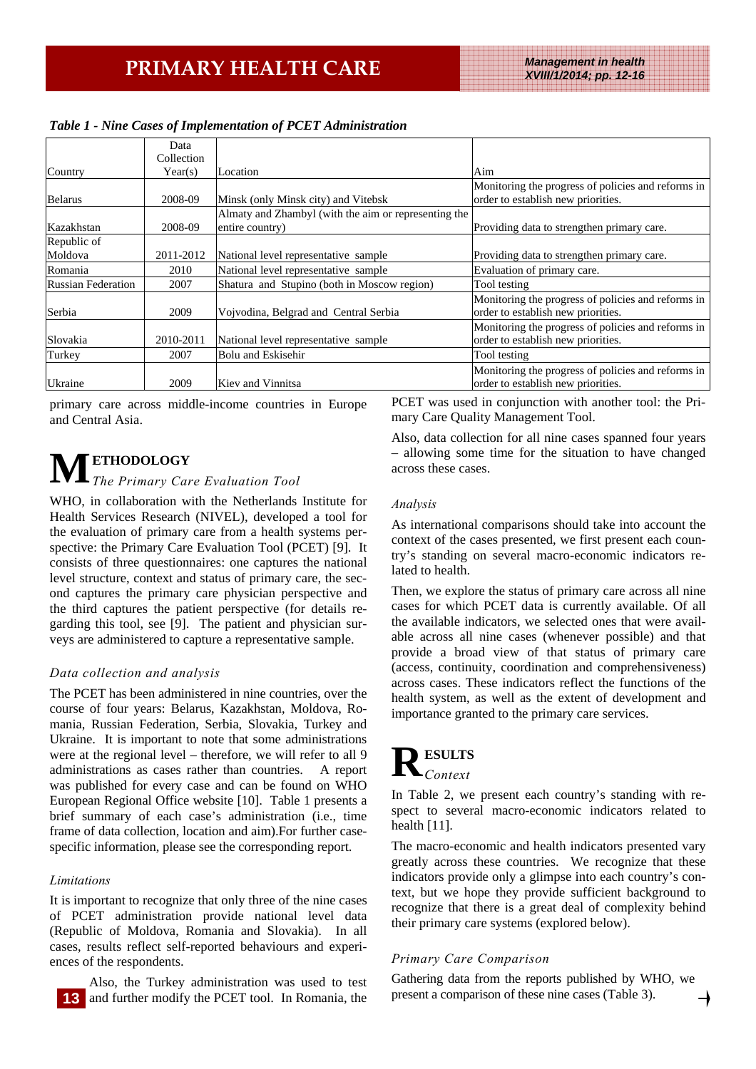*Table 1 - Nine Cases of Implementation of PCET Administration*

| Country | Data Collection Year(s) | Location | Aim |
|---|---|---|---|
| Belarus | 2008-09 | Minsk (only Minsk city) and Vitebsk | Monitoring the progress of policies and reforms in order to establish new priorities. |
| Kazakhstan | 2008-09 | Almaty and Zhambyl (with the aim or representing the entire country) | Providing data to strengthen primary care. |
| Republic of Moldova | 2011-2012 | National level representative sample | Providing data to strengthen primary care. |
| Romania | 2010 | National level representative sample | Evaluation of primary care. |
| Russian Federation | 2007 | Shatura and Stupino (both in Moscow region) | Tool testing |
| Serbia | 2009 | Vojvodina, Belgrad and Central Serbia | Monitoring the progress of policies and reforms in order to establish new priorities. |
| Slovakia | 2010-2011 | National level representative sample | Monitoring the progress of policies and reforms in order to establish new priorities. |
| Turkey | 2007 | Bolu and Eskisehir | Tool testing |
| Ukraine | 2009 | Kiev and Vinnitsa | Monitoring the progress of policies and reforms in order to establish new priorities. |

primary care across middle-income countries in Europe and Central Asia.

## METHODOLOGY

### *The Primary Care Evaluation Tool*

WHO, in collaboration with the Netherlands Institute for Health Services Research (NIVEL), developed a tool for the evaluation of primary care from a health systems perspective: the Primary Care Evaluation Tool (PCET) [9]. It consists of three questionnaires: one captures the national level structure, context and status of primary care, the second captures the primary care physician perspective and the third captures the patient perspective (for details regarding this tool, see [9]. The patient and physician surveys are administered to capture a representative sample.

### *Data collection and analysis*

The PCET has been administered in nine countries, over the course of four years: Belarus, Kazakhstan, Moldova, Romania, Russian Federation, Serbia, Slovakia, Turkey and Ukraine. It is important to note that some administrations were at the regional level – therefore, we will refer to all 9 administrations as cases rather than countries. A report was published for every case and can be found on WHO European Regional Office website [10]. Table 1 presents a brief summary of each case's administration (i.e., time frame of data collection, location and aim).For further case-specific information, please see the corresponding report.

### *Limitations*

It is important to recognize that only three of the nine cases of PCET administration provide national level data (Republic of Moldova, Romania and Slovakia). In all cases, results reflect self-reported behaviours and experiences of the respondents.

Also, the Turkey administration was used to test and further modify the PCET tool. In Romania, the PCET was used in conjunction with another tool: the Primary Care Quality Management Tool.

Also, data collection for all nine cases spanned four years – allowing some time for the situation to have changed across these cases.

### *Analysis*

As international comparisons should take into account the context of the cases presented, we first present each country's standing on several macro-economic indicators related to health.

Then, we explore the status of primary care across all nine cases for which PCET data is currently available. Of all the available indicators, we selected ones that were available across all nine cases (whenever possible) and that provide a broad view of that status of primary care (access, continuity, coordination and comprehensiveness) across cases. These indicators reflect the functions of the health system, as well as the extent of development and importance granted to the primary care services.

## RESULTS

### *Context*

In Table 2, we present each country's standing with respect to several macro-economic indicators related to health [11].

The macro-economic and health indicators presented vary greatly across these countries. We recognize that these indicators provide only a glimpse into each country's context, but we hope they provide sufficient background to recognize that there is a great deal of complexity behind their primary care systems (explored below).

### *Primary Care Comparison*

Gathering data from the reports published by WHO, we present a comparison of these nine cases (Table 3).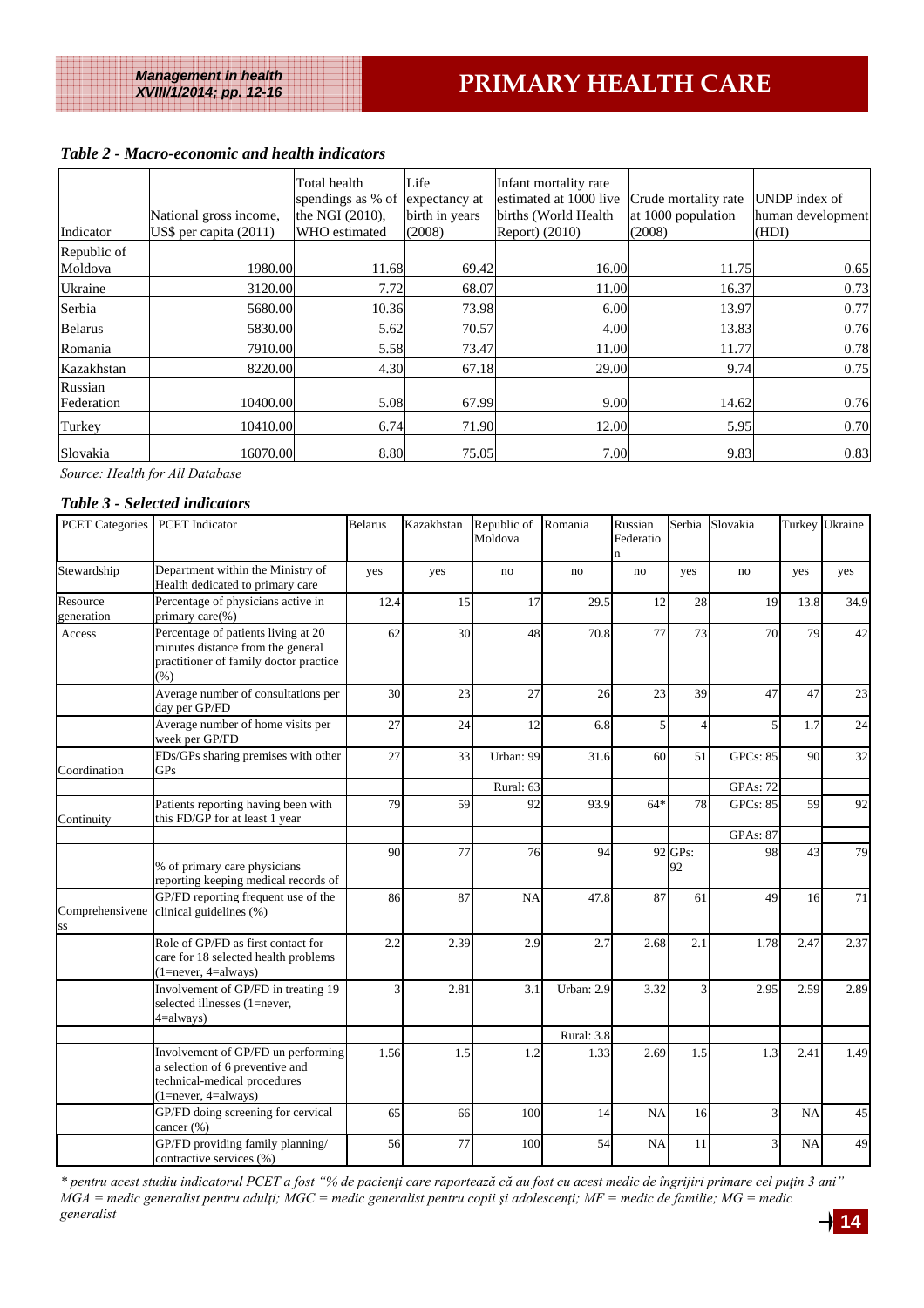*Table 2 - Macro-economic and health indicators*

| Indicator | National gross income, US$ per capita (2011) | Total health spendings as % of the NGI (2010), WHO estimated | Life expectancy at birth in years (2008) | Infant mortality rate estimated at 1000 live births (World Health Report) (2010) | Crude mortality rate at 1000 population (2008) | UNDP index of human development (HDI) |
|---|---|---|---|---|---|---|
| Republic of Moldova | 1980.00 | 11.68 | 69.42 | 16.00 | 11.75 | 0.65 |
| Ukraine | 3120.00 | 7.72 | 68.07 | 11.00 | 16.37 | 0.73 |
| Serbia | 5680.00 | 10.36 | 73.98 | 6.00 | 13.97 | 0.77 |
| Belarus | 5830.00 | 5.62 | 70.57 | 4.00 | 13.83 | 0.76 |
| Romania | 7910.00 | 5.58 | 73.47 | 11.00 | 11.77 | 0.78 |
| Kazakhstan | 8220.00 | 4.30 | 67.18 | 29.00 | 9.74 | 0.75 |
| Russian Federation | 10400.00 | 5.08 | 67.99 | 9.00 | 14.62 | 0.76 |
| Turkey | 10410.00 | 6.74 | 71.90 | 12.00 | 5.95 | 0.70 |
| Slovakia | 16070.00 | 8.80 | 75.05 | 7.00 | 9.83 | 0.83 |

*Source: Health for All Database*

*Table 3 - Selected indicators*

| PCET Categories | PCET Indicator | Belarus | Kazakhstan | Republic of Moldova | Romania | Russian Federation | Serbia | Slovakia | Turkey | Ukraine |
|---|---|---|---|---|---|---|---|---|---|---|
| Stewardship | Department within the Ministry of Health dedicated to primary care | yes | yes | no | no | no | yes | no | yes | yes |
| Resource generation | Percentage of physicians active in primary care(%) | 12.4 | 15 | 17 | 29.5 | 12 | 28 | 19 | 13.8 | 34.9 |
| Access | Percentage of patients living at 20 minutes distance from the general practitioner of family doctor practice (%) | 62 | 30 | 48 | 70.8 | 77 | 73 | 70 | 79 | 42 |
| | Average number of consultations per day per GP/FD | 30 | 23 | 27 | 26 | 23 | 39 | 47 | 47 | 23 |
| | Average number of home visits per week per GP/FD | 27 | 24 | 12 | 6.8 | 5 | 4 | 5 | 1.7 | 24 |
| Coordination | FDs/GPs sharing premises with other GPs | 27 | 33 | Urban: 99 | 31.6 | 60 | 51 | GPCs: 85 | 90 | 32 |
| | | | | Rural: 63 | | | | GPAs: 72 | | |
| Continuity | Patients reporting having been with this FD/GP for at least 1 year | 79 | 59 | 92 | 93.9 | 64* | 78 | GPCs: 85 | 59 | 92 |
| | | | | | | | | GPAs: 87 | | |
| | % of primary care physicians reporting keeping medical records of | 90 | 77 | 76 | 94 | 92 | GPs: 92 | 98 | 43 | 79 |
| Comprehensiveness | GP/FD reporting frequent use of the clinical guidelines (%) | 86 | 87 | NA | 47.8 | 87 | 61 | 49 | 16 | 71 |
| | Role of GP/FD as first contact for care for 18 selected health problems (1=never, 4=always) | 2.2 | 2.39 | 2.9 | 2.7 | 2.68 | 2.1 | 1.78 | 2.47 | 2.37 |
| | Involvement of GP/FD in treating 19 selected illnesses (1=never, 4=always) | 3 | 2.81 | 3.1 | Urban: 2.9 | 3.32 | 3 | 2.95 | 2.59 | 2.89 |
| | | | | | Rural: 3.8 | | | | | |
| | Involvement of GP/FD un performing a selection of 6 preventive and technical-medical procedures (1=never, 4=always) | 1.56 | 1.5 | 1.2 | 1.33 | 2.69 | 1.5 | 1.3 | 2.41 | 1.49 |
| | GP/FD doing screening for cervical cancer (%) | 65 | 66 | 100 | 14 | NA | 16 | 3 | NA | 45 |
| | GP/FD providing family planning/ contractive services (%) | 56 | 77 | 100 | 54 | NA | 11 | 3 | NA | 49 |

*\* pentru acest studiu indicatorul PCET a fost "% de pacienți care raportează că au fost cu acest medic de îngrijiri primare cel puțin 3 ani"*
*MGA = medic generalist pentru adulți; MGC = medic generalist pentru copii și adolescenți; MF = medic de familie; MG = medic generalist*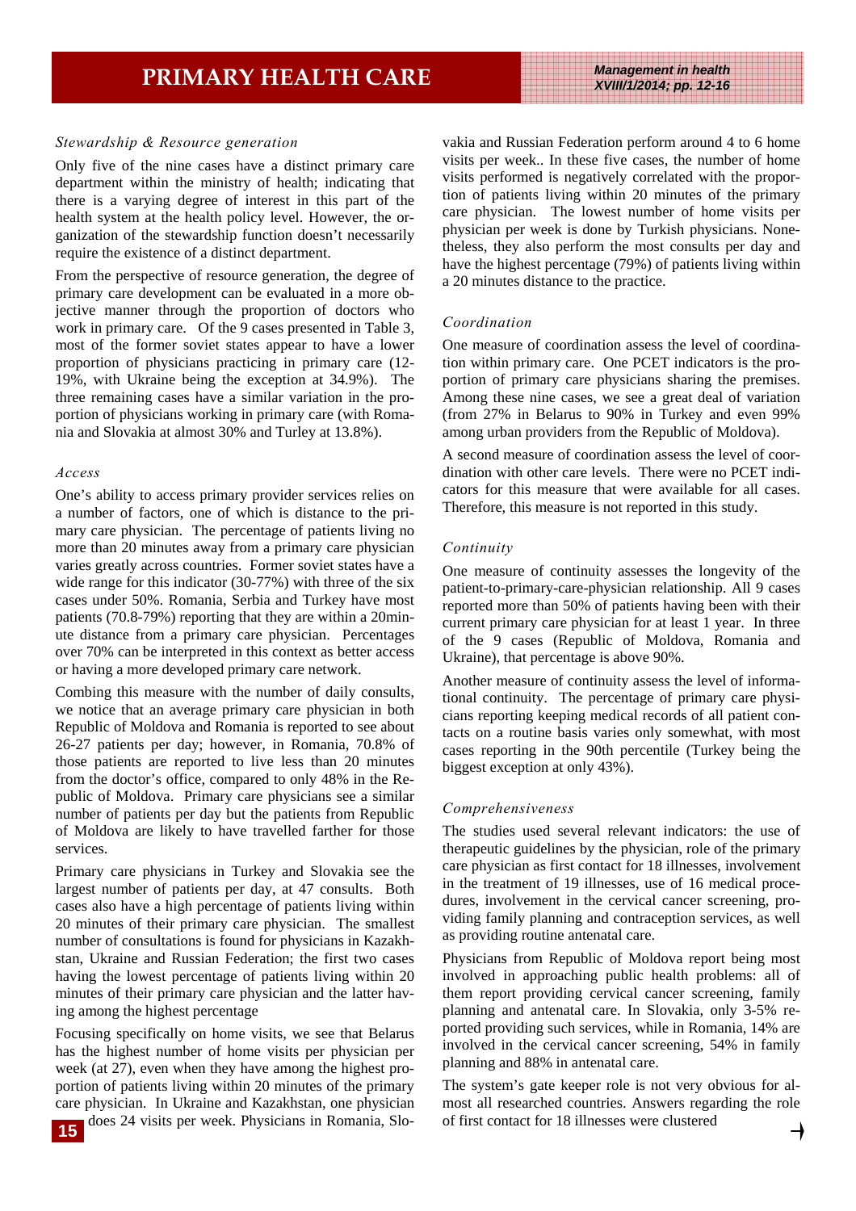### *Stewardship & Resource generation*

Only five of the nine cases have a distinct primary care department within the ministry of health; indicating that there is a varying degree of interest in this part of the health system at the health policy level. However, the organization of the stewardship function doesn't necessarily require the existence of a distinct department.

From the perspective of resource generation, the degree of primary care development can be evaluated in a more objective manner through the proportion of doctors who work in primary care. Of the 9 cases presented in Table 3, most of the former soviet states appear to have a lower proportion of physicians practicing in primary care (12-19%, with Ukraine being the exception at 34.9%). The three remaining cases have a similar variation in the proportion of physicians working in primary care (with Romania and Slovakia at almost 30% and Turley at 13.8%).

### *Access*

One's ability to access primary provider services relies on a number of factors, one of which is distance to the primary care physician. The percentage of patients living no more than 20 minutes away from a primary care physician varies greatly across countries. Former soviet states have a wide range for this indicator (30-77%) with three of the six cases under 50%. Romania, Serbia and Turkey have most patients (70.8-79%) reporting that they are within a 20minute distance from a primary care physician. Percentages over 70% can be interpreted in this context as better access or having a more developed primary care network.

Combing this measure with the number of daily consults, we notice that an average primary care physician in both Republic of Moldova and Romania is reported to see about 26-27 patients per day; however, in Romania, 70.8% of those patients are reported to live less than 20 minutes from the doctor's office, compared to only 48% in the Republic of Moldova. Primary care physicians see a similar number of patients per day but the patients from Republic of Moldova are likely to have travelled farther for those services.

Primary care physicians in Turkey and Slovakia see the largest number of patients per day, at 47 consults. Both cases also have a high percentage of patients living within 20 minutes of their primary care physician. The smallest number of consultations is found for physicians in Kazakhstan, Ukraine and Russian Federation; the first two cases having the lowest percentage of patients living within 20 minutes of their primary care physician and the latter having among the highest percentage

Focusing specifically on home visits, we see that Belarus has the highest number of home visits per physician per week (at 27), even when they have among the highest proportion of patients living within 20 minutes of the primary care physician. In Ukraine and Kazakhstan, one physician does 24 visits per week. Physicians in Romania, Slovakia and Russian Federation perform around 4 to 6 home visits per week.. In these five cases, the number of home visits performed is negatively correlated with the proportion of patients living within 20 minutes of the primary care physician. The lowest number of home visits per physician per week is done by Turkish physicians. Nonetheless, they also perform the most consults per day and have the highest percentage (79%) of patients living within a 20 minutes distance to the practice.

### *Coordination*

One measure of coordination assess the level of coordination within primary care. One PCET indicators is the proportion of primary care physicians sharing the premises. Among these nine cases, we see a great deal of variation (from 27% in Belarus to 90% in Turkey and even 99% among urban providers from the Republic of Moldova).

A second measure of coordination assess the level of coordination with other care levels. There were no PCET indicators for this measure that were available for all cases. Therefore, this measure is not reported in this study.

### *Continuity*

One measure of continuity assesses the longevity of the patient-to-primary-care-physician relationship. All 9 cases reported more than 50% of patients having been with their current primary care physician for at least 1 year. In three of the 9 cases (Republic of Moldova, Romania and Ukraine), that percentage is above 90%.

Another measure of continuity assess the level of informational continuity. The percentage of primary care physicians reporting keeping medical records of all patient contacts on a routine basis varies only somewhat, with most cases reporting in the 90th percentile (Turkey being the biggest exception at only 43%).

### *Comprehensiveness*

The studies used several relevant indicators: the use of therapeutic guidelines by the physician, role of the primary care physician as first contact for 18 illnesses, involvement in the treatment of 19 illnesses, use of 16 medical procedures, involvement in the cervical cancer screening, providing family planning and contraception services, as well as providing routine antenatal care.

Physicians from Republic of Moldova report being most involved in approaching public health problems: all of them report providing cervical cancer screening, family planning and antenatal care. In Slovakia, only 3-5% reported providing such services, while in Romania, 14% are involved in the cervical cancer screening, 54% in family planning and 88% in antenatal care.

The system's gate keeper role is not very obvious for almost all researched countries. Answers regarding the role of first contact for 18 illnesses were clustered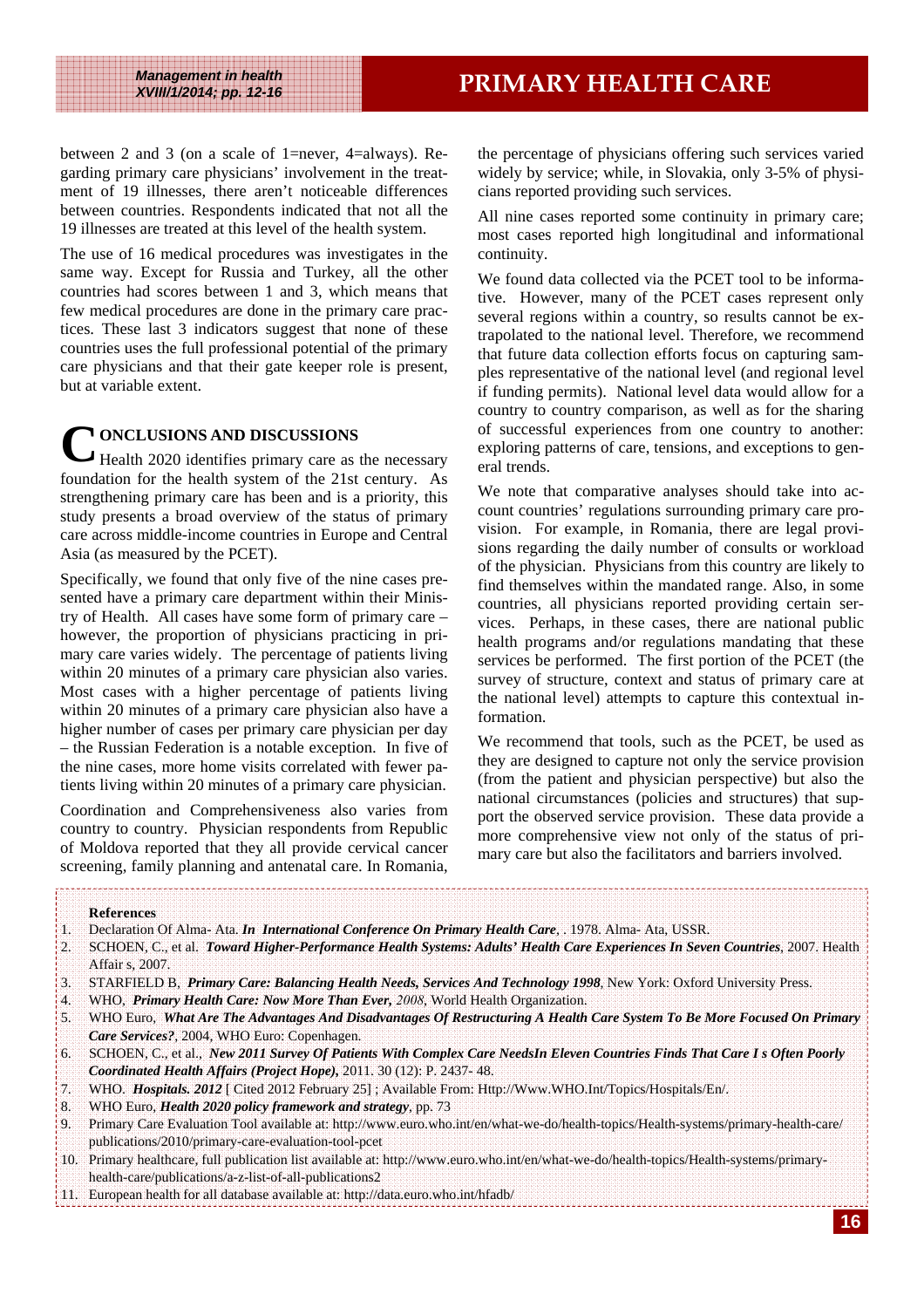between 2 and 3 (on a scale of 1=never, 4=always). Regarding primary care physicians' involvement in the treatment of 19 illnesses, there aren't noticeable differences between countries. Respondents indicated that not all the 19 illnesses are treated at this level of the health system.

The use of 16 medical procedures was investigates in the same way. Except for Russia and Turkey, all the other countries had scores between 1 and 3, which means that few medical procedures are done in the primary care practices. These last 3 indicators suggest that none of these countries uses the full professional potential of the primary care physicians and that their gate keeper role is present, but at variable extent.

## CONCLUSIONS AND DISCUSSIONS

Health 2020 identifies primary care as the necessary foundation for the health system of the 21st century. As strengthening primary care has been and is a priority, this study presents a broad overview of the status of primary care across middle-income countries in Europe and Central Asia (as measured by the PCET).

Specifically, we found that only five of the nine cases presented have a primary care department within their Ministry of Health. All cases have some form of primary care – however, the proportion of physicians practicing in primary care varies widely. The percentage of patients living within 20 minutes of a primary care physician also varies. Most cases with a higher percentage of patients living within 20 minutes of a primary care physician also have a higher number of cases per primary care physician per day – the Russian Federation is a notable exception. In five of the nine cases, more home visits correlated with fewer patients living within 20 minutes of a primary care physician.

Coordination and Comprehensiveness also varies from country to country. Physician respondents from Republic of Moldova reported that they all provide cervical cancer screening, family planning and antenatal care. In Romania, the percentage of physicians offering such services varied widely by service; while, in Slovakia, only 3-5% of physicians reported providing such services.

All nine cases reported some continuity in primary care; most cases reported high longitudinal and informational continuity.

We found data collected via the PCET tool to be informative. However, many of the PCET cases represent only several regions within a country, so results cannot be extrapolated to the national level. Therefore, we recommend that future data collection efforts focus on capturing samples representative of the national level (and regional level if funding permits). National level data would allow for a country to country comparison, as well as for the sharing of successful experiences from one country to another: exploring patterns of care, tensions, and exceptions to general trends.

We note that comparative analyses should take into account countries' regulations surrounding primary care provision. For example, in Romania, there are legal provisions regarding the daily number of consults or workload of the physician. Physicians from this country are likely to find themselves within the mandated range. Also, in some countries, all physicians reported providing certain services. Perhaps, in these cases, there are national public health programs and/or regulations mandating that these services be performed. The first portion of the PCET (the survey of structure, context and status of primary care at the national level) attempts to capture this contextual information.

We recommend that tools, such as the PCET, be used as they are designed to capture not only the service provision (from the patient and physician perspective) but also the national circumstances (policies and structures) that support the observed service provision. These data provide a more comprehensive view not only of the status of primary care but also the facilitators and barriers involved.

**References**

1. Declaration Of Alma- Ata. ***In International Conference On Primary Health Care***, . 1978. Alma- Ata, USSR.
2. SCHOEN, C., et al. ***Toward Higher-Performance Health Systems: Adults' Health Care Experiences In Seven Countries***, 2007. Health Affair s, 2007.
3. STARFIELD B, ***Primary Care: Balancing Health Needs, Services And Technology 1998***, New York: Oxford University Press.
4. WHO, ***Primary Health Care: Now More Than Ever,*** *2008*, World Health Organization.
5. WHO Euro, ***What Are The Advantages And Disadvantages Of Restructuring A Health Care System To Be More Focused On Primary Care Services?***, 2004, WHO Euro: Copenhagen.
6. SCHOEN, C., et al., ***New 2011 Survey Of Patients With Complex Care NeedsIn Eleven Countries Finds That Care I s Often Poorly Coordinated Health Affairs (Project Hope),*** 2011. 30 (12): P. 2437- 48.
7. WHO. ***Hospitals. 2012*** [ Cited 2012 February 25] ; Available From: Http://Www.WHO.Int/Topics/Hospitals/En/.
8. WHO Euro, ***Health 2020 policy framework and strategy***, pp. 73
9. Primary Care Evaluation Tool available at: http://www.euro.who.int/en/what-we-do/health-topics/Health-systems/primary-health-care/publications/2010/primary-care-evaluation-tool-pcet
10. Primary healthcare, full publication list available at: http://www.euro.who.int/en/what-we-do/health-topics/Health-systems/primary-health-care/publications/a-z-list-of-all-publications2
11. European health for all database available at: http://data.euro.who.int/hfadb/